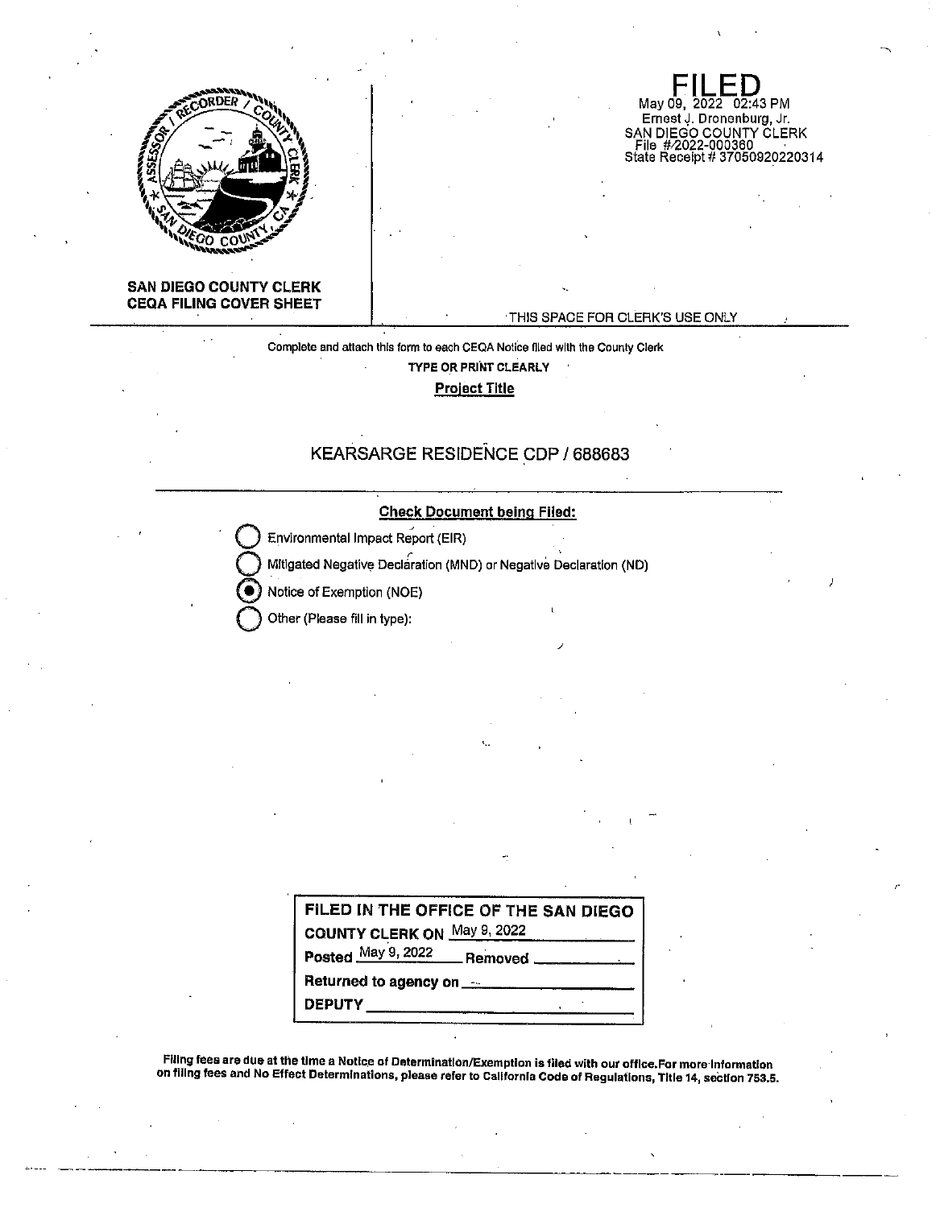SAN DIEGO COUNTY CLERK
CEQA FILING COVER SHEET

**FILED**
May 09, 2022 02:43 PM
Ernest J. Dronenburg, Jr.
SAN DIEGO COUNTY CLERK
File #2022-000360
State Receipt # 37050920220314

THIS SPACE FOR CLERK'S USE ONLY

Complete and attach this form to each CEQA Notice filed with the County Clerk

**TYPE OR PRINT CLEARLY**

**Project Title**

KEARSARGE RESIDENCE CDP / 688683

**Check Document being Filed:**

- ○ Environmental Impact Report (EIR)
- ○ Mitigated Negative Declaration (MND) or Negative Declaration (ND)
- ◉ Notice of Exemption (NOE)
- ○ Other (Please fill in type):

**FILED IN THE OFFICE OF THE SAN DIEGO COUNTY CLERK ON** May 9, 2022

**Posted** May 9, 2022 **Removed** ____________

**Returned to agency on** --

**DEPUTY** ____________

**Filing fees are due at the time a Notice of Determination/Exemption is filed with our office. For more information on filing fees and No Effect Determinations, please refer to California Code of Regulations, Title 14, section 753.5.**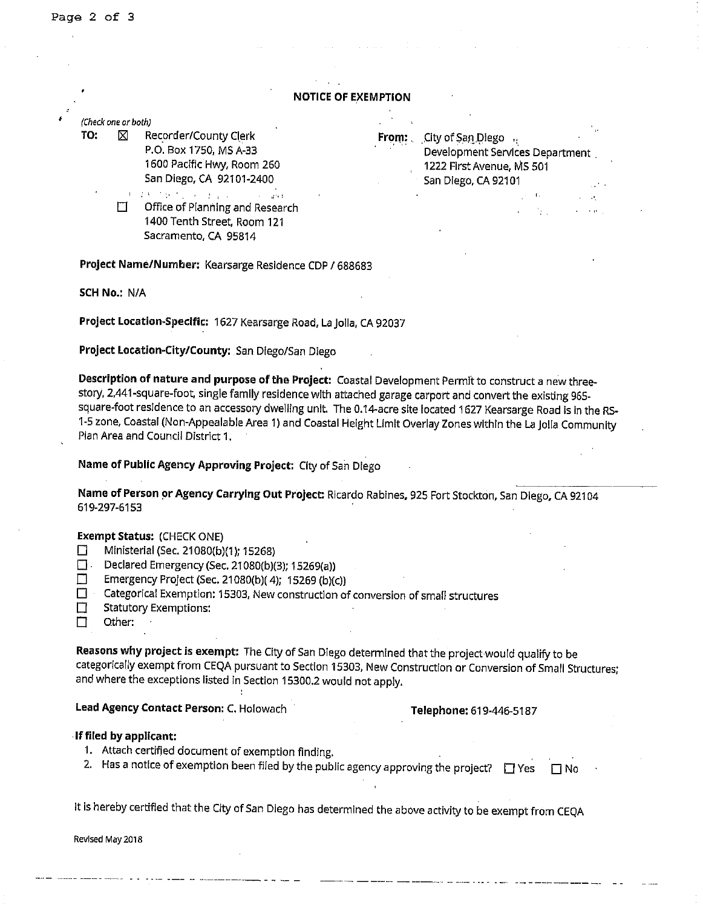# NOTICE OF EXEMPTION

*(Check one or both)*

**TO:** ☒ Recorder/County Clerk
P.O. Box 1750, MS A-33
1600 Pacific Hwy, Room 260
San Diego, CA 92101-2400

☐ Office of Planning and Research
1400 Tenth Street, Room 121
Sacramento, CA 95814

**From:** City of San Diego
Development Services Department
1222 First Avenue, MS 501
San Diego, CA 92101

**Project Name/Number:** Kearsarge Residence CDP / 688683

**SCH No.:** N/A

**Project Location-Specific:** 1627 Kearsarge Road, La Jolla, CA 92037

**Project Location-City/County:** San Diego/San Diego

**Description of nature and purpose of the Project:** Coastal Development Permit to construct a new three-story, 2,441-square-foot, single family residence with attached garage carport and convert the existing 965-square-foot residence to an accessory dwelling unit. The 0.14-acre site located 1627 Kearsarge Road is in the RS-1-5 zone, Coastal (Non-Appealable Area 1) and Coastal Height Limit Overlay Zones within the La Jolla Community Plan Area and Council District 1.

**Name of Public Agency Approving Project:** City of San Diego

**Name of Person or Agency Carrying Out Project:** Ricardo Rabines, 925 Fort Stockton, San Diego, CA 92104 619-297-6153

**Exempt Status:** (CHECK ONE)

- ☐ Ministerial (Sec. 21080(b)(1); 15268)
- ☐ Declared Emergency (Sec. 21080(b)(3); 15269(a))
- ☐ Emergency Project (Sec. 21080(b)(4); 15269 (b)(c))
- ☐ Categorical Exemption: 15303, New construction of conversion of small structures
- ☐ Statutory Exemptions:
- ☐ Other:

**Reasons why project is exempt:** The City of San Diego determined that the project would qualify to be categorically exempt from CEQA pursuant to Section 15303, New Construction or Conversion of Small Structures; and where the exceptions listed in Section 15300.2 would not apply.

**Lead Agency Contact Person:** C. Holowach **Telephone:** 619-446-5187

**If filed by applicant:**

1. Attach certified document of exemption finding.
2. Has a notice of exemption been filed by the public agency approving the project? ☐ Yes ☐ No

It is hereby certified that the City of San Diego has determined the above activity to be exempt from CEQA

Revised May 2018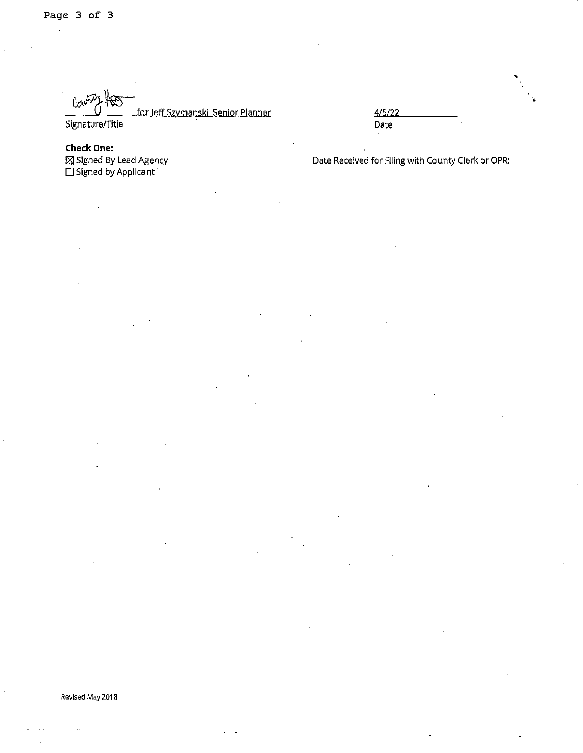for Jeff Szymanski Senior Planner

Signature/Title

4/5/22

Date

**Check One:**

☒ Signed By Lead Agency

☐ Signed by Applicant

Date Received for Filing with County Clerk or OPR:

Revised May 2018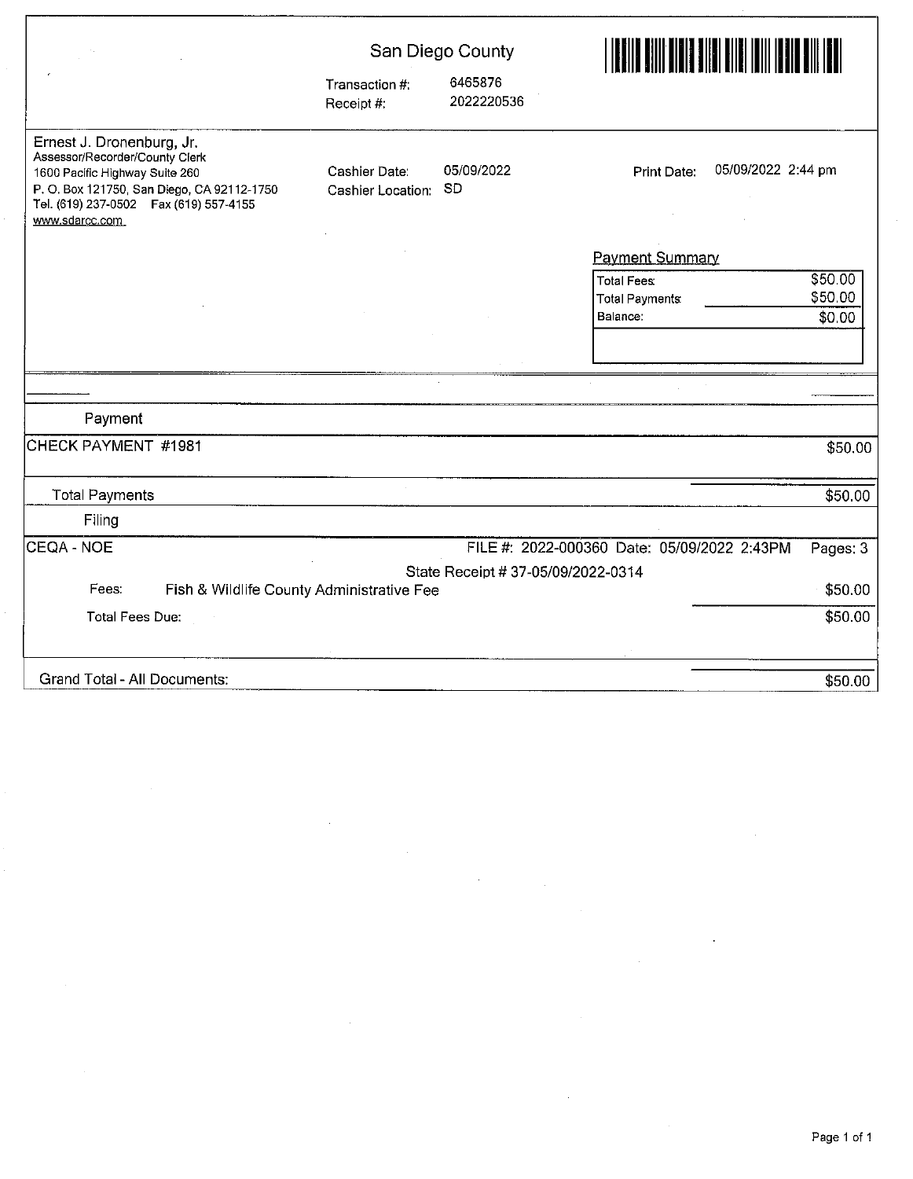# San Diego County

Transaction #: 6465876
Receipt #: 2022220536

Ernest J. Dronenburg, Jr.
Assessor/Recorder/County Clerk
1600 Pacific Highway Suite 260
P. O. Box 121750, San Diego, CA 92112-1750
Tel. (619) 237-0502 Fax (619) 557-4155
www.sdarcc.com

Cashier Date: 05/09/2022
Cashier Location: SD

Print Date: 05/09/2022 2:44 pm

**Payment Summary**

| | |
|---|---|
| Total Fees | $50.00 |
| Total Payments | $50.00 |
| Balance: | $0.00 |

## Payment

| | |
|---|---|
| CHECK PAYMENT #1981 | $50.00 |
| Total Payments | $50.00 |

## Filing

CEQA - NOE — FILE #: 2022-000360 Date: 05/09/2022 2:43PM — Pages: 3

State Receipt # 37-05/09/2022-0314

| | | |
|---|---|---|
| Fees: | Fish & Wildlife County Administrative Fee | $50.00 |
| Total Fees Due: | | $50.00 |

| | |
|---|---|
| Grand Total - All Documents: | $50.00 |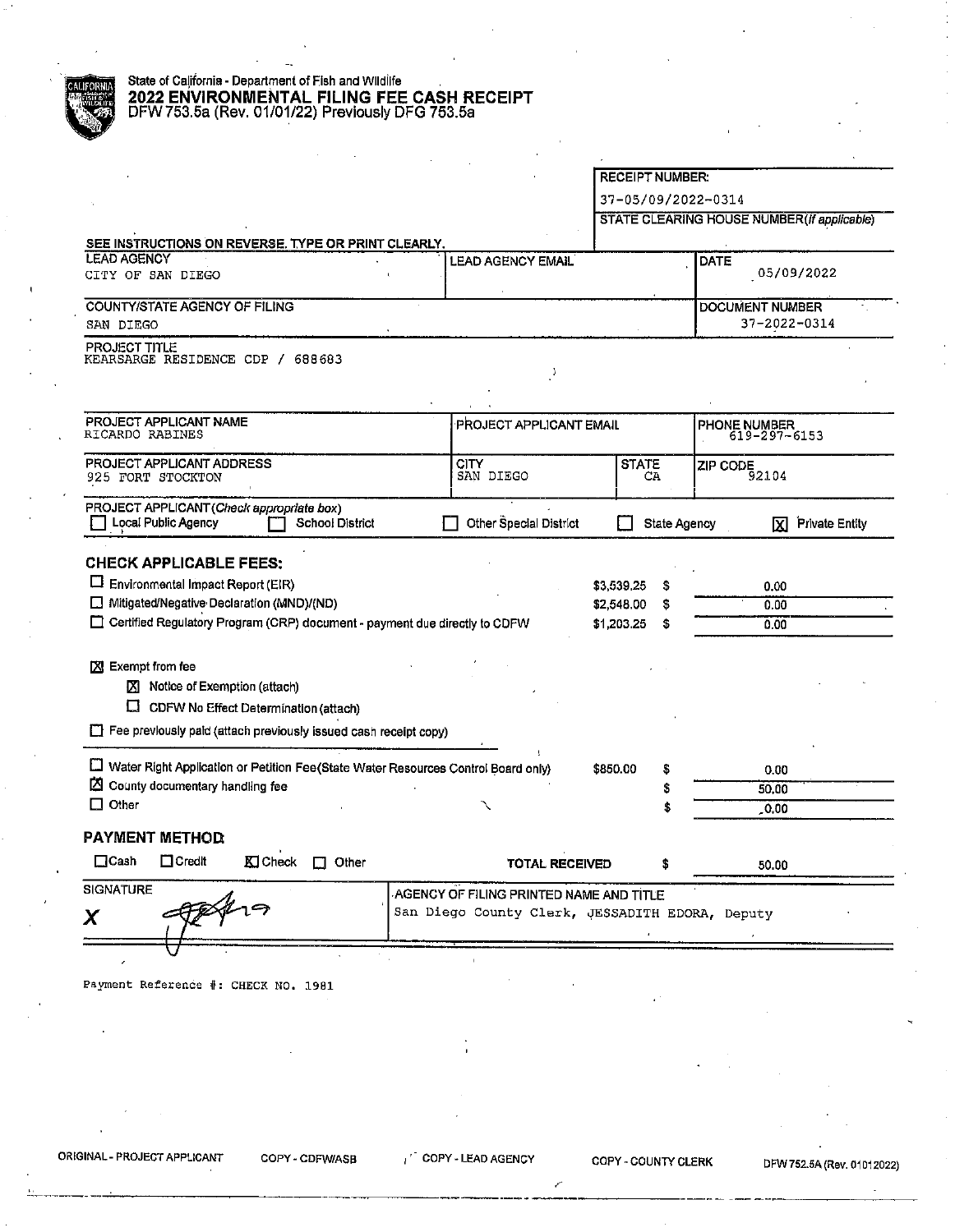State of California - Department of Fish and Wildlife
# 2022 ENVIRONMENTAL FILING FEE CASH RECEIPT
DFW 753.5a (Rev. 01/01/22) Previously DFG 753.5a

**RECEIPT NUMBER:** 37-05/09/2022-0314

**STATE CLEARING HOUSE NUMBER** *(If applicable)*

SEE INSTRUCTIONS ON REVERSE. TYPE OR PRINT CLEARLY.

| LEAD AGENCY | LEAD AGENCY EMAIL | DATE |
|---|---|---|
| CITY OF SAN DIEGO | | 05/09/2022 |

| COUNTY/STATE AGENCY OF FILING | DOCUMENT NUMBER |
|---|---|
| SAN DIEGO | 37-2022-0314 |

PROJECT TITLE
KEARSARGE RESIDENCE CDP / 688603

| PROJECT APPLICANT NAME | PROJECT APPLICANT EMAIL | PHONE NUMBER |
|---|---|---|
| RICARDO RABINES | | 619-297-6153 |

| PROJECT APPLICANT ADDRESS | CITY | STATE | ZIP CODE |
|---|---|---|---|
| 925 FORT STOCKTON | SAN DIEGO | CA | 92104 |

PROJECT APPLICANT *(Check appropriate box)*
☐ Local Public Agency ☐ School District ☐ Other Special District ☐ State Agency ☒ Private Entity

## CHECK APPLICABLE FEES:

| | | | |
|---|---|---|---|
| ☐ Environmental Impact Report (EIR) | $3,539.25 | $ | 0.00 |
| ☐ Mitigated/Negative Declaration (MND)/(ND) | $2,548.00 | $ | 0.00 |
| ☐ Certified Regulatory Program (CRP) document - payment due directly to CDFW | $1,203.25 | $ | 0.00 |

☒ Exempt from fee
- ☒ Notice of Exemption (attach)
- ☐ CDFW No Effect Determination (attach)

☐ Fee previously paid (attach previously issued cash receipt copy)

| | | | |
|---|---|---|---|
| ☐ Water Right Application or Petition Fee (State Water Resources Control Board only) | $850.00 | $ | 0.00 |
| ☒ County documentary handling fee | | $ | 50.00 |
| ☐ Other | | $ | 0.00 |

## PAYMENT METHOD:

☐ Cash ☐ Credit ☒ Check ☐ Other

**TOTAL RECEIVED** $ 50.00

| SIGNATURE | AGENCY OF FILING PRINTED NAME AND TITLE |
|---|---|
| X [signature] | San Diego County Clerk, JESSADITH EDORA, Deputy |

Payment Reference #: CHECK NO. 1981

ORIGINAL - PROJECT APPLICANT COPY - CDFW/ASB COPY - LEAD AGENCY COPY - COUNTY CLERK DFW 752.5A (Rev. 01012022)